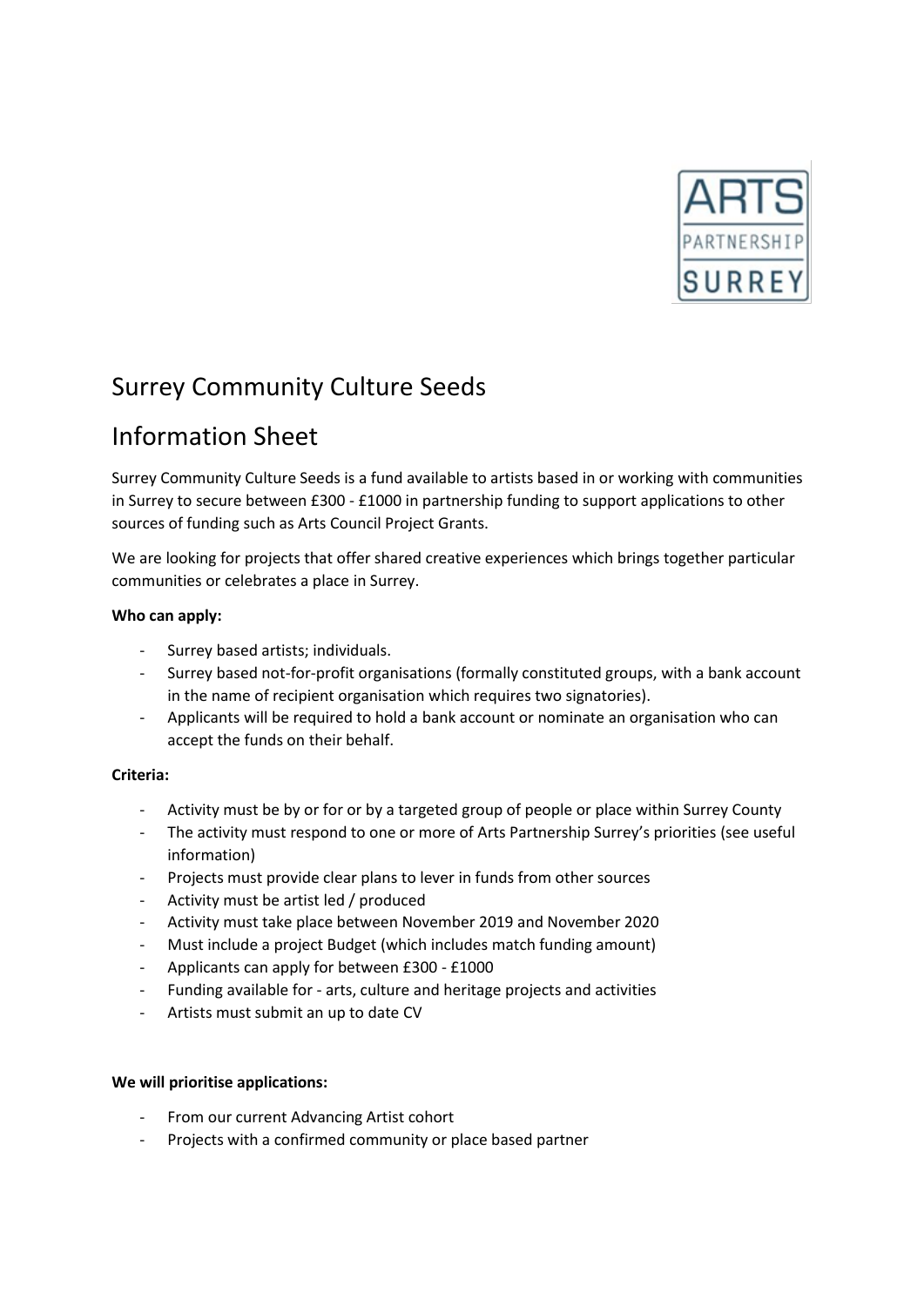# Surrey Community Culture Seeds

## Information Sheet

Surrey Community Culture Seeds is a fund available to artists based in or working with communities in Surrey to secure between £300 - £1000 in partnership funding to support applications to other sources of funding such as Arts Council Project Grants.

We are looking for projects that offer shared creative experiences which brings together particular communities or celebrates a place in Surrey.

**Who can apply:**

- Surrey based artists; individuals.
- Surrey based not-for-profit organisations (formally constituted groups, with a bank account in the name of recipient organisation which requires two signatories).
- Applicants will be required to hold a bank account or nominate an organisation who can accept the funds on their behalf.

**Criteria:**

- Activity must be by or for or by a targeted group of people or place within Surrey County
- The activity must respond to one or more of Arts Partnership Surrey's priorities (see useful information)
- Projects must provide clear plans to lever in funds from other sources
- Activity must be artist led / produced
- Activity must take place between November 2019 and November 2020
- Must include a project Budget (which includes match funding amount)
- Applicants can apply for between £300 - £1000
- Funding available for - arts, culture and heritage projects and activities
- Artists must submit an up to date CV

**We will prioritise applications:**

- From our current Advancing Artist cohort
- Projects with a confirmed community or place based partner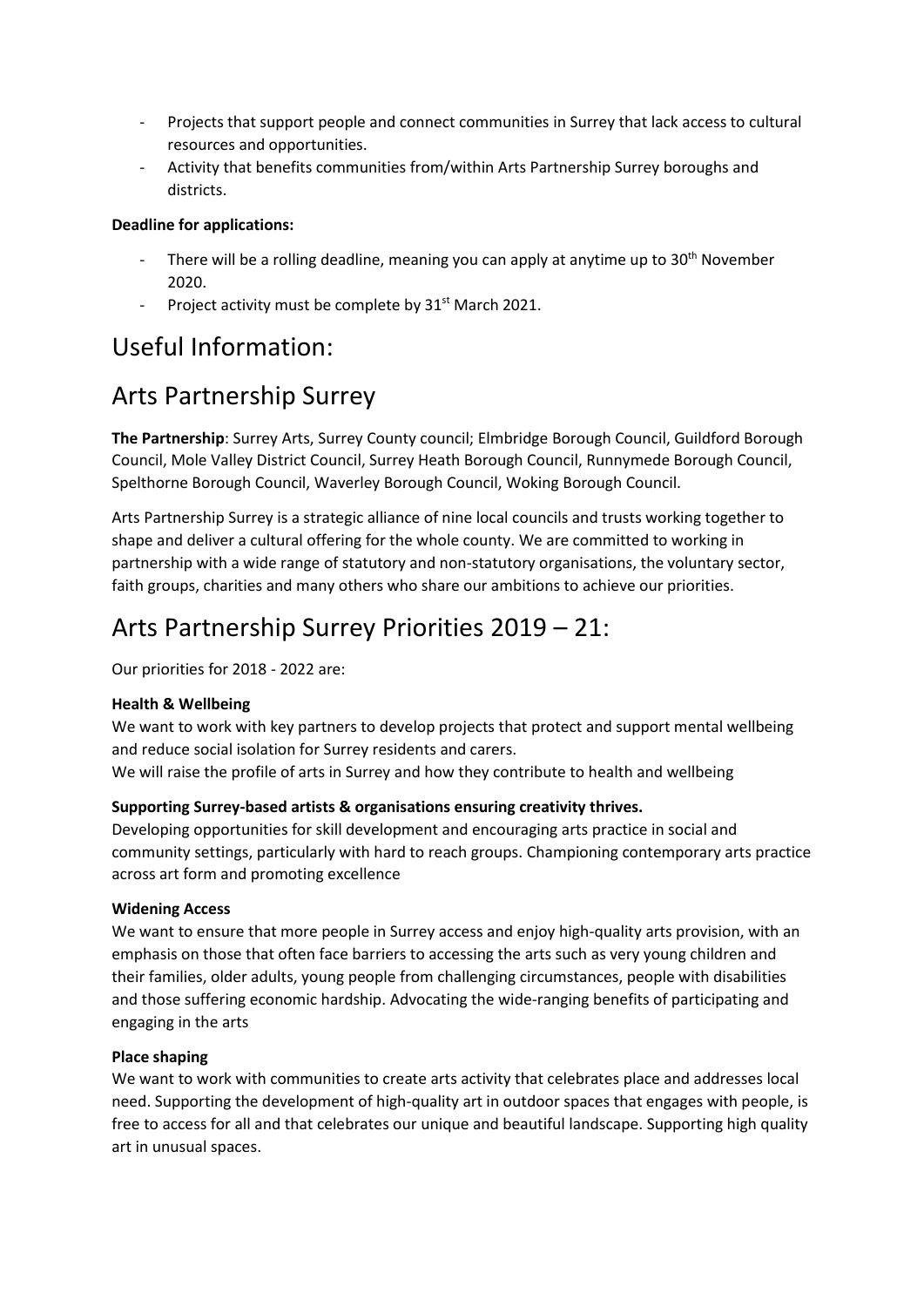- Projects that support people and connect communities in Surrey that lack access to cultural resources and opportunities.
- Activity that benefits communities from/within Arts Partnership Surrey boroughs and districts.

**Deadline for applications:**

- There will be a rolling deadline, meaning you can apply at anytime up to 30th November 2020.
- Project activity must be complete by 31st March 2021.

# Useful Information:

# Arts Partnership Surrey

**The Partnership**: Surrey Arts, Surrey County council; Elmbridge Borough Council, Guildford Borough Council, Mole Valley District Council, Surrey Heath Borough Council, Runnymede Borough Council, Spelthorne Borough Council, Waverley Borough Council, Woking Borough Council.

Arts Partnership Surrey is a strategic alliance of nine local councils and trusts working together to shape and deliver a cultural offering for the whole county. We are committed to working in partnership with a wide range of statutory and non-statutory organisations, the voluntary sector, faith groups, charities and many others who share our ambitions to achieve our priorities.

# Arts Partnership Surrey Priorities 2019 – 21:

Our priorities for 2018 - 2022 are:

**Health & Wellbeing**

We want to work with key partners to develop projects that protect and support mental wellbeing and reduce social isolation for Surrey residents and carers.

We will raise the profile of arts in Surrey and how they contribute to health and wellbeing

**Supporting Surrey-based artists & organisations ensuring creativity thrives.**

Developing opportunities for skill development and encouraging arts practice in social and community settings, particularly with hard to reach groups. Championing contemporary arts practice across art form and promoting excellence

**Widening Access**

We want to ensure that more people in Surrey access and enjoy high-quality arts provision, with an emphasis on those that often face barriers to accessing the arts such as very young children and their families, older adults, young people from challenging circumstances, people with disabilities and those suffering economic hardship. Advocating the wide-ranging benefits of participating and engaging in the arts

**Place shaping**

We want to work with communities to create arts activity that celebrates place and addresses local need. Supporting the development of high-quality art in outdoor spaces that engages with people, is free to access for all and that celebrates our unique and beautiful landscape. Supporting high quality art in unusual spaces.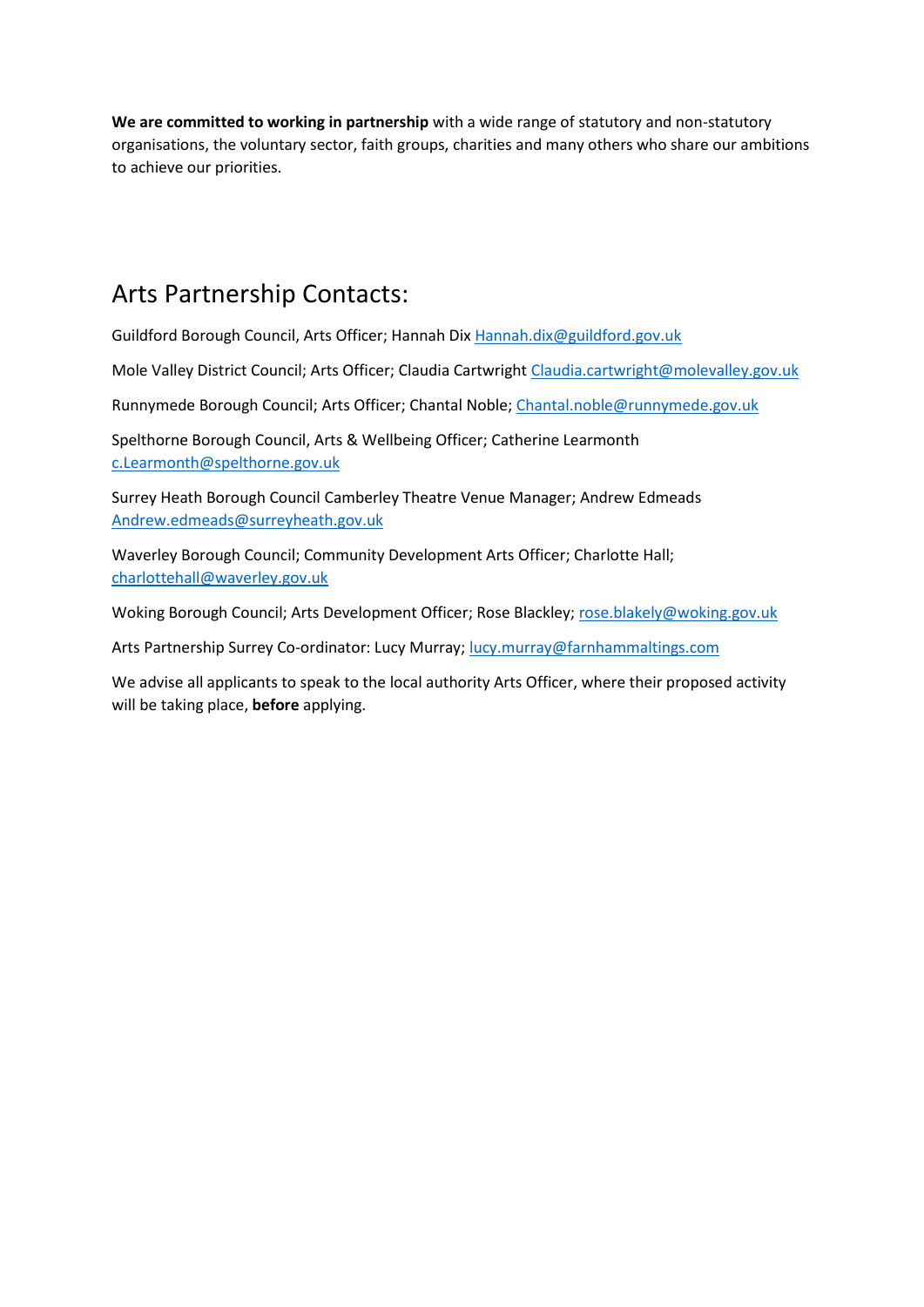**We are committed to working in partnership** with a wide range of statutory and non-statutory organisations, the voluntary sector, faith groups, charities and many others who share our ambitions to achieve our priorities.

## Arts Partnership Contacts:

Guildford Borough Council, Arts Officer; Hannah Dix Hannah.dix@guildford.gov.uk

Mole Valley District Council; Arts Officer; Claudia Cartwright Claudia.cartwright@molevalley.gov.uk

Runnymede Borough Council; Arts Officer; Chantal Noble; Chantal.noble@runnymede.gov.uk

Spelthorne Borough Council, Arts & Wellbeing Officer; Catherine Learmonth c.Learmonth@spelthorne.gov.uk

Surrey Heath Borough Council Camberley Theatre Venue Manager; Andrew Edmeads Andrew.edmeads@surreyheath.gov.uk

Waverley Borough Council; Community Development Arts Officer; Charlotte Hall; charlottehall@waverley.gov.uk

Woking Borough Council; Arts Development Officer; Rose Blackley; rose.blakely@woking.gov.uk

Arts Partnership Surrey Co-ordinator: Lucy Murray; lucy.murray@farnhammaltings.com

We advise all applicants to speak to the local authority Arts Officer, where their proposed activity will be taking place, **before** applying.